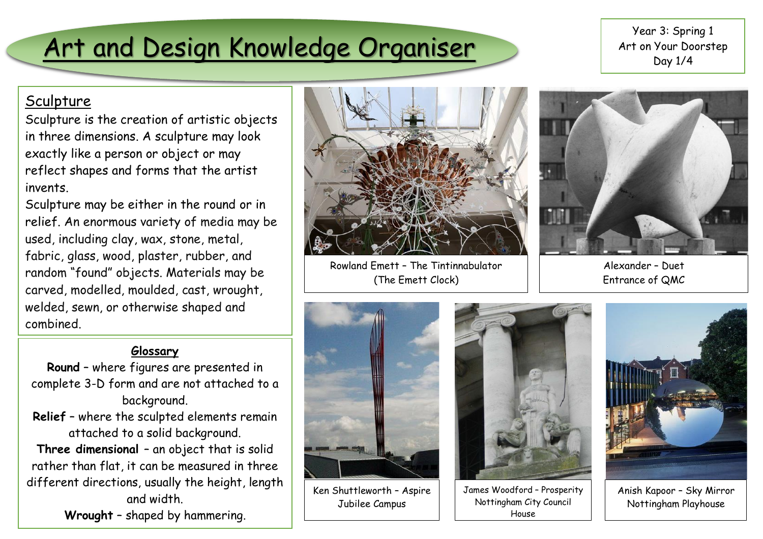# Art and Design Knowledge Organiser

Year 3: Spring 1
Art on Your Doorstep
Day 1/4

## Sculpture

Sculpture is the creation of artistic objects in three dimensions. A sculpture may look exactly like a person or object or may reflect shapes and forms that the artist invents.

Sculpture may be either in the round or in relief. An enormous variety of media may be used, including clay, wax, stone, metal, fabric, glass, wood, plaster, rubber, and random "found" objects. Materials may be carved, modelled, moulded, cast, wrought, welded, sewn, or otherwise shaped and combined.

### Glossary

**Round** – where figures are presented in complete 3-D form and are not attached to a background.

**Relief** – where the sculpted elements remain attached to a solid background.

**Three dimensional** – an object that is solid rather than flat, it can be measured in three different directions, usually the height, length and width.

**Wrought** – shaped by hammering.

Rowland Emett – The Tintinnabulator (The Emett Clock)

Alexander – Duet
Entrance of QMC

Ken Shuttleworth – Aspire
Jubilee Campus

James Woodford – Prosperity
Nottingham City Council House

Anish Kapoor – Sky Mirror
Nottingham Playhouse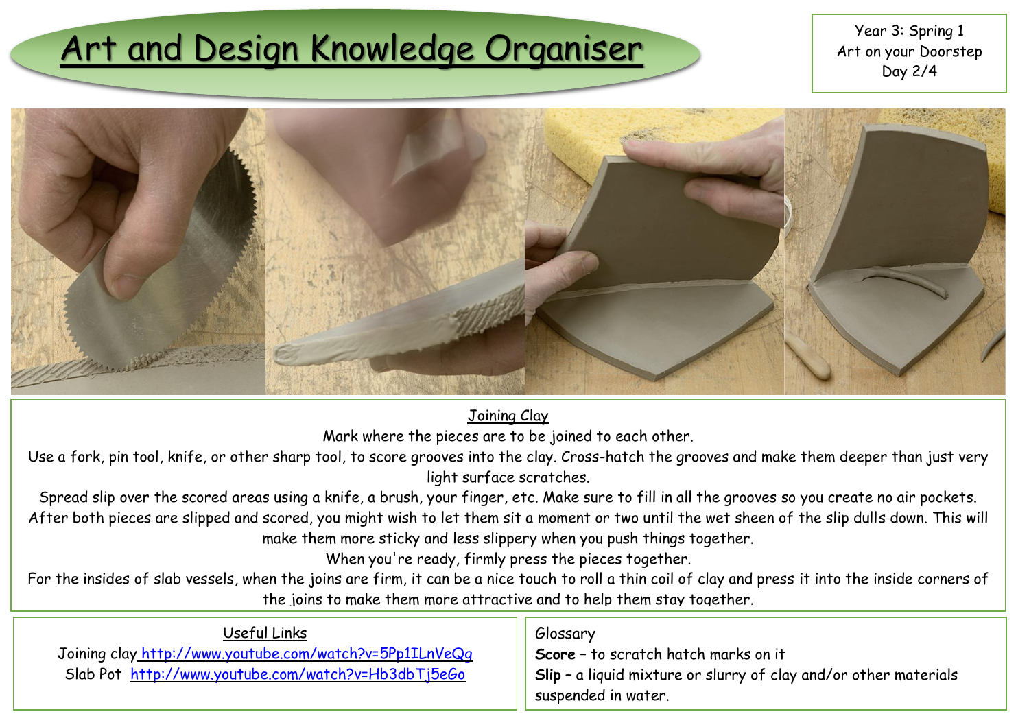# Art and Design Knowledge Organiser

Year 3: Spring 1
Art on your Doorstep
Day 2/4

## Joining Clay

Mark where the pieces are to be joined to each other.

Use a fork, pin tool, knife, or other sharp tool, to score grooves into the clay. Cross-hatch the grooves and make them deeper than just very light surface scratches.

Spread slip over the scored areas using a knife, a brush, your finger, etc. Make sure to fill in all the grooves so you create no air pockets.

After both pieces are slipped and scored, you might wish to let them sit a moment or two until the wet sheen of the slip dulls down. This will make them more sticky and less slippery when you push things together.

When you're ready, firmly press the pieces together.

For the insides of slab vessels, when the joins are firm, it can be a nice touch to roll a thin coil of clay and press it into the inside corners of the joins to make them more attractive and to help them stay together.

## Useful Links

Joining clay http://www.youtube.com/watch?v=5Pp1ILnVeQg

Slab Pot http://www.youtube.com/watch?v=Hb3dbTj5eGo

## Glossary

**Score** – to scratch hatch marks on it

**Slip** – a liquid mixture or slurry of clay and/or other materials suspended in water.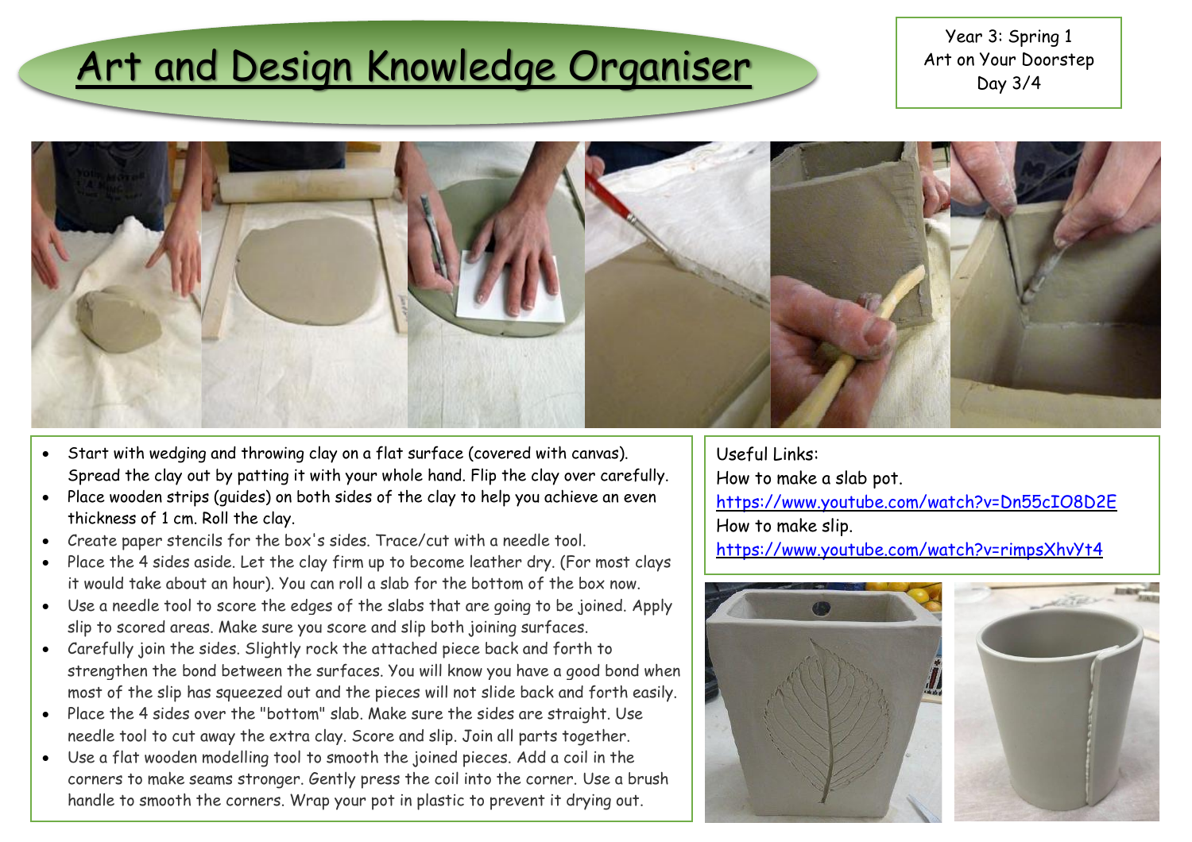# Art and Design Knowledge Organiser

Year 3: Spring 1
Art on Your Doorstep
Day 3/4

- Start with wedging and throwing clay on a flat surface (covered with canvas). Spread the clay out by patting it with your whole hand. Flip the clay over carefully.
- Place wooden strips (guides) on both sides of the clay to help you achieve an even thickness of 1 cm. Roll the clay.
- Create paper stencils for the box's sides. Trace/cut with a needle tool.
- Place the 4 sides aside. Let the clay firm up to become leather dry. (For most clays it would take about an hour). You can roll a slab for the bottom of the box now.
- Use a needle tool to score the edges of the slabs that are going to be joined. Apply slip to scored areas. Make sure you score and slip both joining surfaces.
- Carefully join the sides. Slightly rock the attached piece back and forth to strengthen the bond between the surfaces. You will know you have a good bond when most of the slip has squeezed out and the pieces will not slide back and forth easily.
- Place the 4 sides over the "bottom" slab. Make sure the sides are straight. Use needle tool to cut away the extra clay. Score and slip. Join all parts together.
- Use a flat wooden modelling tool to smooth the joined pieces. Add a coil in the corners to make seams stronger. Gently press the coil into the corner. Use a brush handle to smooth the corners. Wrap your pot in plastic to prevent it drying out.

Useful Links:

How to make a slab pot.
https://www.youtube.com/watch?v=Dn55cIO8D2E

How to make slip.
https://www.youtube.com/watch?v=rimpsXhvYt4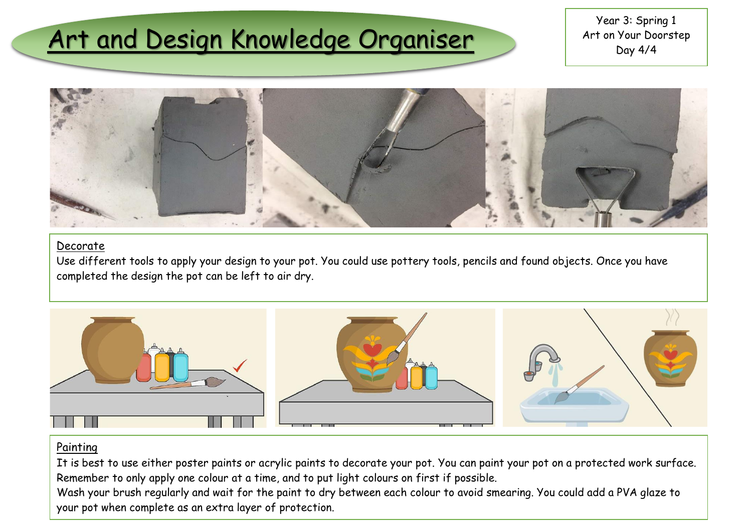# Art and Design Knowledge Organiser

Year 3: Spring 1
Art on Your Doorstep
Day 4/4

## Decorate

Use different tools to apply your design to your pot. You could use pottery tools, pencils and found objects. Once you have completed the design the pot can be left to air dry.

## Painting

It is best to use either poster paints or acrylic paints to decorate your pot. You can paint your pot on a protected work surface. Remember to only apply one colour at a time, and to put light colours on first if possible.
Wash your brush regularly and wait for the paint to dry between each colour to avoid smearing. You could add a PVA glaze to your pot when complete as an extra layer of protection.